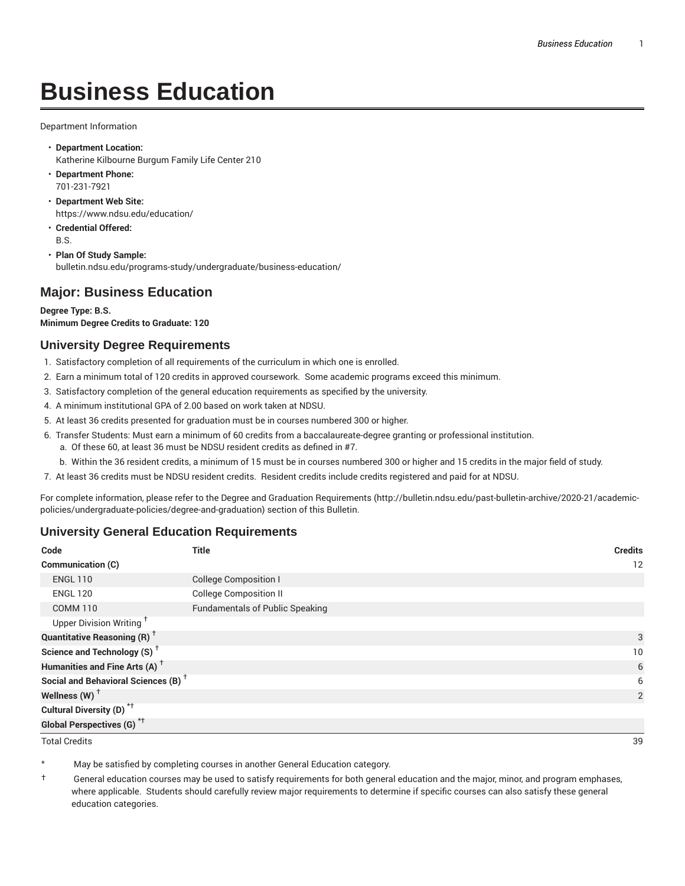# Business Education

Department Information

- **Department Location:**
  Katherine Kilbourne Burgum Family Life Center 210
- **Department Phone:**
  701-231-7921
- **Department Web Site:**
  https://www.ndsu.edu/education/
- **Credential Offered:**
  B.S.
- **Plan Of Study Sample:**
  bulletin.ndsu.edu/programs-study/undergraduate/business-education/

## Major: Business Education

**Degree Type: B.S.**
**Minimum Degree Credits to Graduate: 120**

### University Degree Requirements

1. Satisfactory completion of all requirements of the curriculum in which one is enrolled.
2. Earn a minimum total of 120 credits in approved coursework. Some academic programs exceed this minimum.
3. Satisfactory completion of the general education requirements as specified by the university.
4. A minimum institutional GPA of 2.00 based on work taken at NDSU.
5. At least 36 credits presented for graduation must be in courses numbered 300 or higher.
6. Transfer Students: Must earn a minimum of 60 credits from a baccalaureate-degree granting or professional institution.
   a. Of these 60, at least 36 must be NDSU resident credits as defined in #7.
   b. Within the 36 resident credits, a minimum of 15 must be in courses numbered 300 or higher and 15 credits in the major field of study.
7. At least 36 credits must be NDSU resident credits. Resident credits include credits registered and paid for at NDSU.

For complete information, please refer to the Degree and Graduation Requirements (http://bulletin.ndsu.edu/past-bulletin-archive/2020-21/academic-policies/undergraduate-policies/degree-and-graduation) section of this Bulletin.

### University General Education Requirements

| Code | Title | Credits |
|---|---|---|
| **Communication (C)** | | 12 |
| ENGL 110 | College Composition I | |
| ENGL 120 | College Composition II | |
| COMM 110 | Fundamentals of Public Speaking | |
| Upper Division Writing † | | |
| **Quantitative Reasoning (R) †** | | 3 |
| **Science and Technology (S) †** | | 10 |
| **Humanities and Fine Arts (A) †** | | 6 |
| **Social and Behavioral Sciences (B) †** | | 6 |
| **Wellness (W) †** | | 2 |
| **Cultural Diversity (D) *†** | | |
| **Global Perspectives (G) *†** | | |
| Total Credits | | 39 |

\* May be satisfied by completing courses in another General Education category.

† General education courses may be used to satisfy requirements for both general education and the major, minor, and program emphases, where applicable. Students should carefully review major requirements to determine if specific courses can also satisfy these general education categories.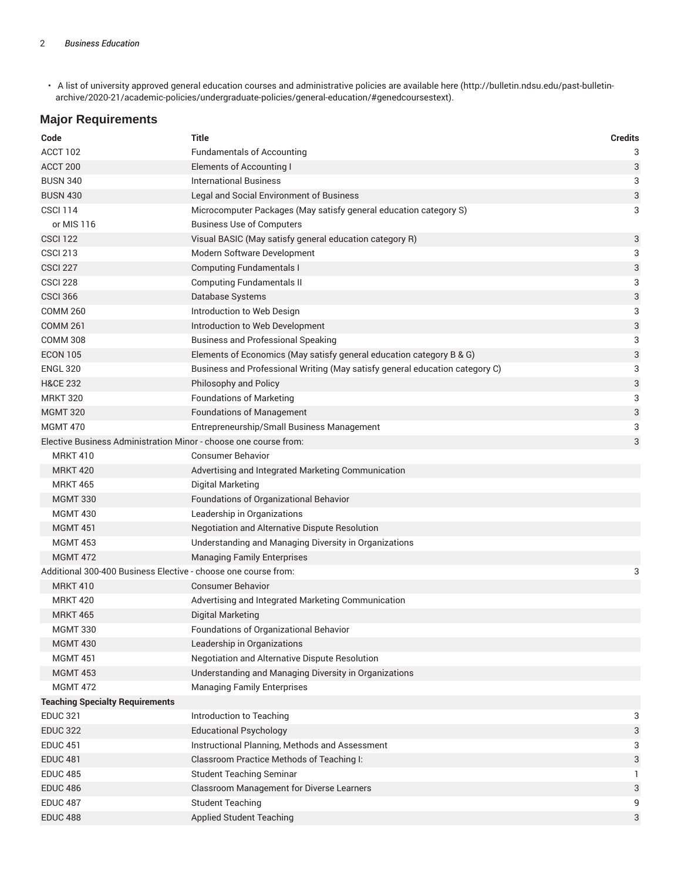- A list of university approved general education courses and administrative policies are available here (http://bulletin.ndsu.edu/past-bulletin-archive/2020-21/academic-policies/undergraduate-policies/general-education/#genedcoursestext).

## Major Requirements

| Code | Title | Credits |
|---|---|---|
| ACCT 102 | Fundamentals of Accounting | 3 |
| ACCT 200 | Elements of Accounting I | 3 |
| BUSN 340 | International Business | 3 |
| BUSN 430 | Legal and Social Environment of Business | 3 |
| CSCI 114 | Microcomputer Packages (May satisfy general education category S) | 3 |
| or MIS 116 | Business Use of Computers | |
| CSCI 122 | Visual BASIC (May satisfy general education category R) | 3 |
| CSCI 213 | Modern Software Development | 3 |
| CSCI 227 | Computing Fundamentals I | 3 |
| CSCI 228 | Computing Fundamentals II | 3 |
| CSCI 366 | Database Systems | 3 |
| COMM 260 | Introduction to Web Design | 3 |
| COMM 261 | Introduction to Web Development | 3 |
| COMM 308 | Business and Professional Speaking | 3 |
| ECON 105 | Elements of Economics (May satisfy general education category B & G) | 3 |
| ENGL 320 | Business and Professional Writing (May satisfy general education category C) | 3 |
| H&CE 232 | Philosophy and Policy | 3 |
| MRKT 320 | Foundations of Marketing | 3 |
| MGMT 320 | Foundations of Management | 3 |
| MGMT 470 | Entrepreneurship/Small Business Management | 3 |
| Elective Business Administration Minor - choose one course from: | | 3 |
| MRKT 410 | Consumer Behavior | |
| MRKT 420 | Advertising and Integrated Marketing Communication | |
| MRKT 465 | Digital Marketing | |
| MGMT 330 | Foundations of Organizational Behavior | |
| MGMT 430 | Leadership in Organizations | |
| MGMT 451 | Negotiation and Alternative Dispute Resolution | |
| MGMT 453 | Understanding and Managing Diversity in Organizations | |
| MGMT 472 | Managing Family Enterprises | |
| Additional 300-400 Business Elective - choose one course from: | | 3 |
| MRKT 410 | Consumer Behavior | |
| MRKT 420 | Advertising and Integrated Marketing Communication | |
| MRKT 465 | Digital Marketing | |
| MGMT 330 | Foundations of Organizational Behavior | |
| MGMT 430 | Leadership in Organizations | |
| MGMT 451 | Negotiation and Alternative Dispute Resolution | |
| MGMT 453 | Understanding and Managing Diversity in Organizations | |
| MGMT 472 | Managing Family Enterprises | |
| **Teaching Specialty Requirements** | | |
| EDUC 321 | Introduction to Teaching | 3 |
| EDUC 322 | Educational Psychology | 3 |
| EDUC 451 | Instructional Planning, Methods and Assessment | 3 |
| EDUC 481 | Classroom Practice Methods of Teaching I: | 3 |
| EDUC 485 | Student Teaching Seminar | 1 |
| EDUC 486 | Classroom Management for Diverse Learners | 3 |
| EDUC 487 | Student Teaching | 9 |
| EDUC 488 | Applied Student Teaching | 3 |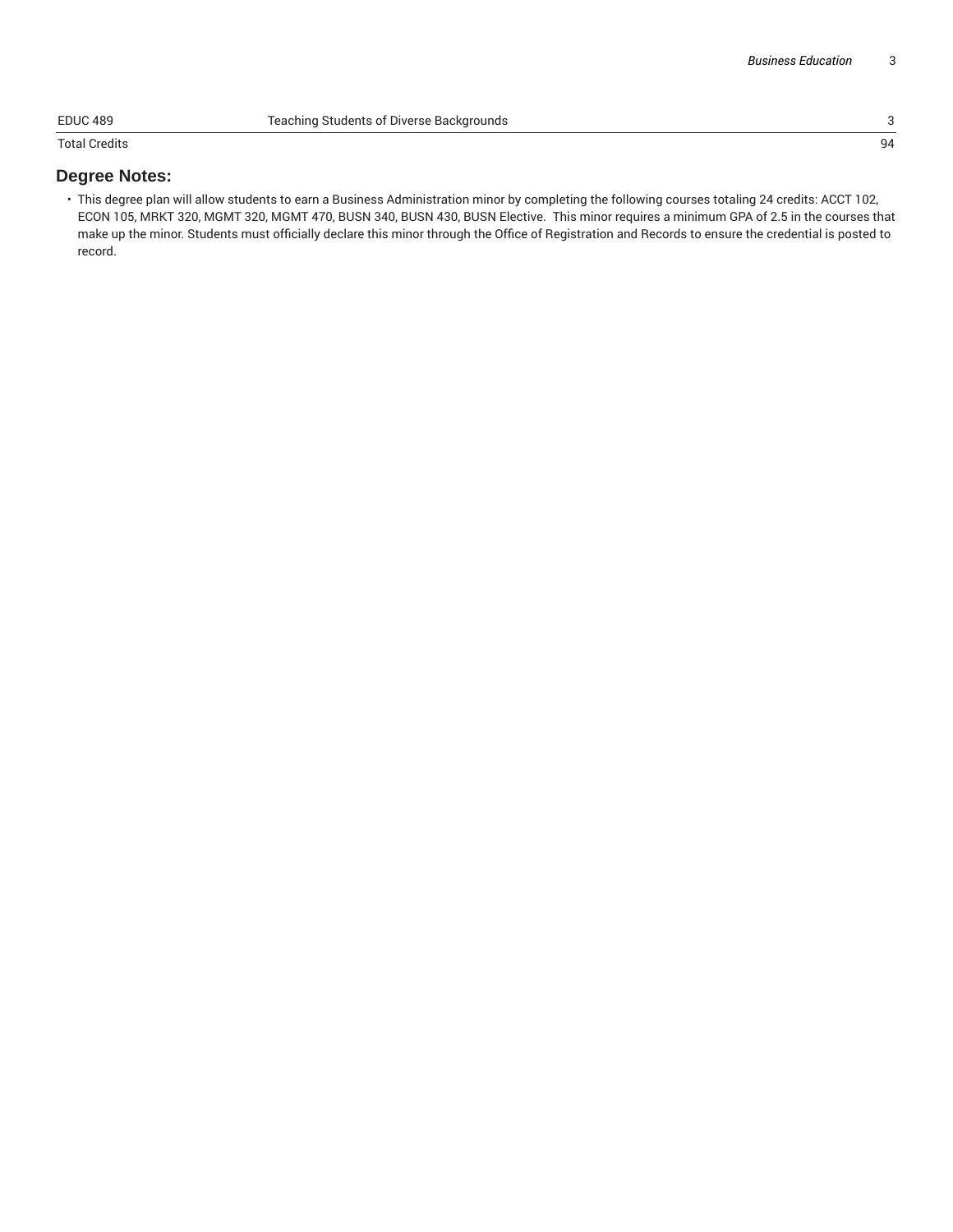| | | |
|---|---|---|
| EDUC 489 | Teaching Students of Diverse Backgrounds | 3 |
| Total Credits | | 94 |

## Degree Notes:

- This degree plan will allow students to earn a Business Administration minor by completing the following courses totaling 24 credits: ACCT 102, ECON 105, MRKT 320, MGMT 320, MGMT 470, BUSN 340, BUSN 430, BUSN Elective. This minor requires a minimum GPA of 2.5 in the courses that make up the minor. Students must officially declare this minor through the Office of Registration and Records to ensure the credential is posted to record.